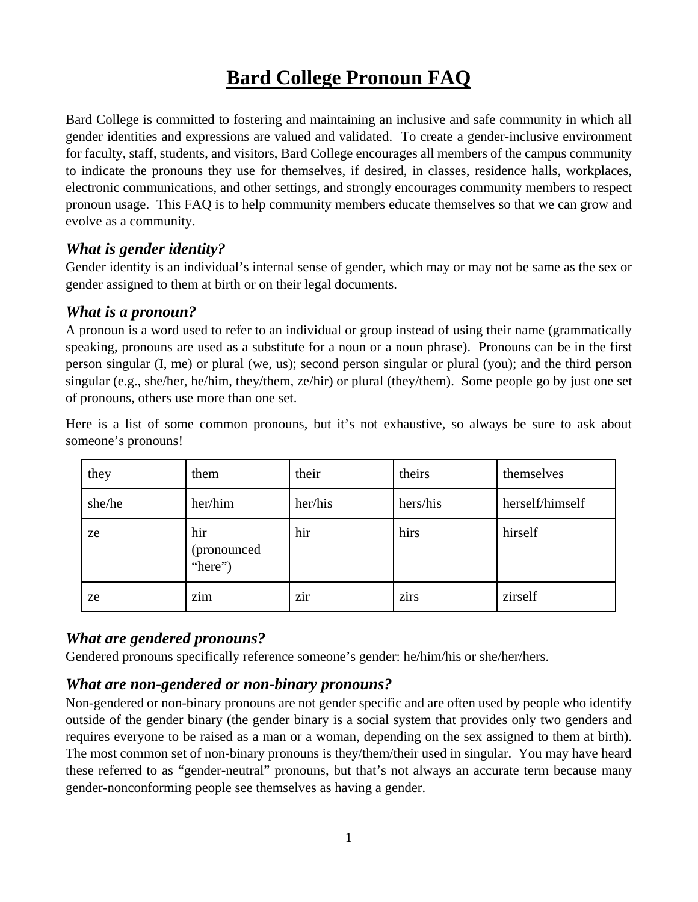# Bard College Pronoun FAQ

Bard College is committed to fostering and maintaining an inclusive and safe community in which all gender identities and expressions are valued and validated. To create a gender-inclusive environment for faculty, staff, students, and visitors, Bard College encourages all members of the campus community to indicate the pronouns they use for themselves, if desired, in classes, residence halls, workplaces, electronic communications, and other settings, and strongly encourages community members to respect pronoun usage. This FAQ is to help community members educate themselves so that we can grow and evolve as a community.

### *What is gender identity?*

Gender identity is an individual's internal sense of gender, which may or may not be same as the sex or gender assigned to them at birth or on their legal documents.

### *What is a pronoun?*

A pronoun is a word used to refer to an individual or group instead of using their name (grammatically speaking, pronouns are used as a substitute for a noun or a noun phrase). Pronouns can be in the first person singular (I, me) or plural (we, us); second person singular or plural (you); and the third person singular (e.g., she/her, he/him, they/them, ze/hir) or plural (they/them). Some people go by just one set of pronouns, others use more than one set.

Here is a list of some common pronouns, but it's not exhaustive, so always be sure to ask about someone's pronouns!

| | | | | |
|---|---|---|---|---|
| they | them | their | theirs | themselves |
| she/he | her/him | her/his | hers/his | herself/himself |
| ze | hir (pronounced "here") | hir | hirs | hirself |
| ze | zim | zir | zirs | zirself |

### *What are gendered pronouns?*

Gendered pronouns specifically reference someone's gender: he/him/his or she/her/hers.

### *What are non-gendered or non-binary pronouns?*

Non-gendered or non-binary pronouns are not gender specific and are often used by people who identify outside of the gender binary (the gender binary is a social system that provides only two genders and requires everyone to be raised as a man or a woman, depending on the sex assigned to them at birth). The most common set of non-binary pronouns is they/them/their used in singular. You may have heard these referred to as "gender-neutral" pronouns, but that's not always an accurate term because many gender-nonconforming people see themselves as having a gender.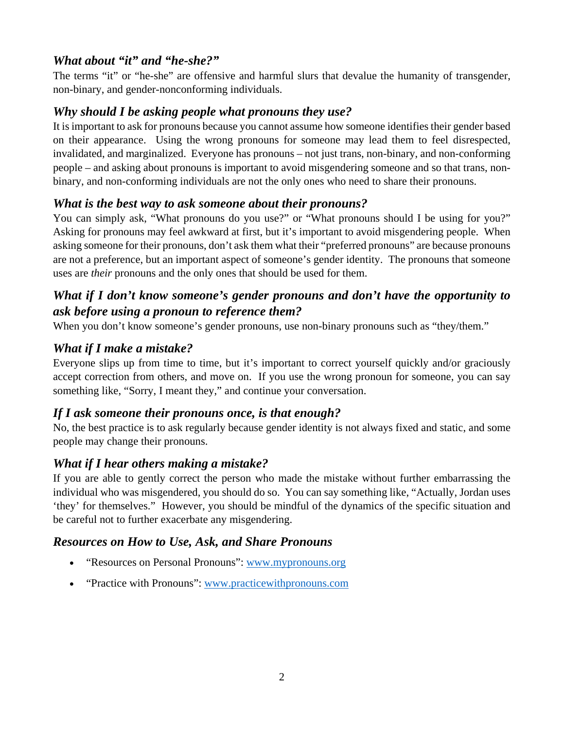### *What about "it" and "he-she?"*

The terms "it" or "he-she" are offensive and harmful slurs that devalue the humanity of transgender, non-binary, and gender-nonconforming individuals.

### *Why should I be asking people what pronouns they use?*

It is important to ask for pronouns because you cannot assume how someone identifies their gender based on their appearance. Using the wrong pronouns for someone may lead them to feel disrespected, invalidated, and marginalized. Everyone has pronouns – not just trans, non-binary, and non-conforming people – and asking about pronouns is important to avoid misgendering someone and so that trans, non-binary, and non-conforming individuals are not the only ones who need to share their pronouns.

### *What is the best way to ask someone about their pronouns?*

You can simply ask, "What pronouns do you use?" or "What pronouns should I be using for you?" Asking for pronouns may feel awkward at first, but it's important to avoid misgendering people. When asking someone for their pronouns, don't ask them what their "preferred pronouns" are because pronouns are not a preference, but an important aspect of someone's gender identity. The pronouns that someone uses are *their* pronouns and the only ones that should be used for them.

### *What if I don't know someone's gender pronouns and don't have the opportunity to ask before using a pronoun to reference them?*

When you don't know someone's gender pronouns, use non-binary pronouns such as "they/them."

### *What if I make a mistake?*

Everyone slips up from time to time, but it's important to correct yourself quickly and/or graciously accept correction from others, and move on. If you use the wrong pronoun for someone, you can say something like, "Sorry, I meant they," and continue your conversation.

### *If I ask someone their pronouns once, is that enough?*

No, the best practice is to ask regularly because gender identity is not always fixed and static, and some people may change their pronouns.

### *What if I hear others making a mistake?*

If you are able to gently correct the person who made the mistake without further embarrassing the individual who was misgendered, you should do so. You can say something like, "Actually, Jordan uses 'they' for themselves." However, you should be mindful of the dynamics of the specific situation and be careful not to further exacerbate any misgendering.

### *Resources on How to Use, Ask, and Share Pronouns*

- "Resources on Personal Pronouns": [www.mypronouns.org](http://www.mypronouns.org)
- "Practice with Pronouns": [www.practicewithpronouns.com](http://www.practicewithpronouns.com)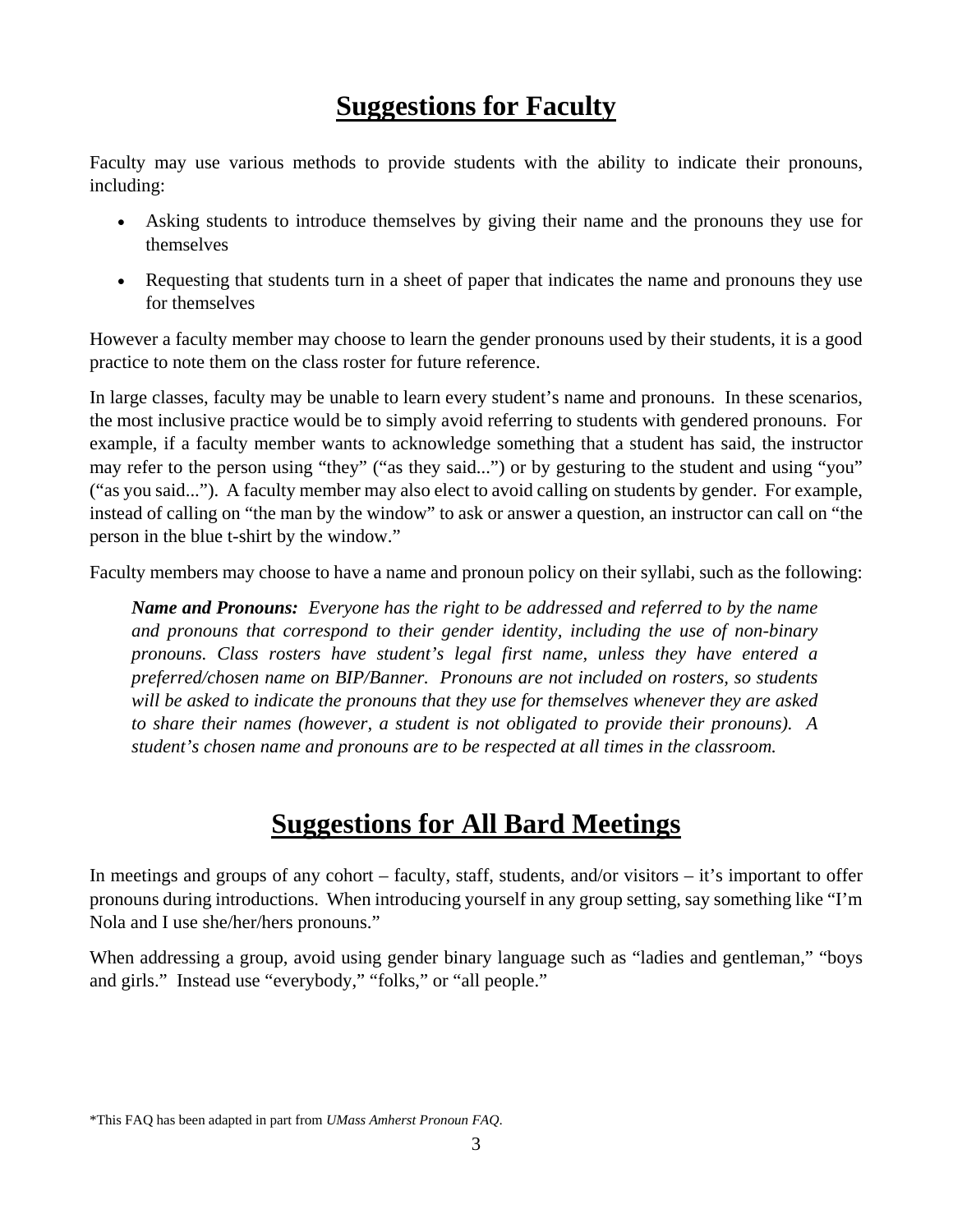## Suggestions for Faculty

Faculty may use various methods to provide students with the ability to indicate their pronouns, including:

- Asking students to introduce themselves by giving their name and the pronouns they use for themselves
- Requesting that students turn in a sheet of paper that indicates the name and pronouns they use for themselves

However a faculty member may choose to learn the gender pronouns used by their students, it is a good practice to note them on the class roster for future reference.

In large classes, faculty may be unable to learn every student's name and pronouns. In these scenarios, the most inclusive practice would be to simply avoid referring to students with gendered pronouns. For example, if a faculty member wants to acknowledge something that a student has said, the instructor may refer to the person using "they" ("as they said...") or by gesturing to the student and using "you" ("as you said..."). A faculty member may also elect to avoid calling on students by gender. For example, instead of calling on "the man by the window" to ask or answer a question, an instructor can call on "the person in the blue t-shirt by the window."

Faculty members may choose to have a name and pronoun policy on their syllabi, such as the following:

> ***Name and Pronouns:*** *Everyone has the right to be addressed and referred to by the name and pronouns that correspond to their gender identity, including the use of non-binary pronouns. Class rosters have student's legal first name, unless they have entered a preferred/chosen name on BIP/Banner. Pronouns are not included on rosters, so students will be asked to indicate the pronouns that they use for themselves whenever they are asked to share their names (however, a student is not obligated to provide their pronouns). A student's chosen name and pronouns are to be respected at all times in the classroom.*

## Suggestions for All Bard Meetings

In meetings and groups of any cohort – faculty, staff, students, and/or visitors – it's important to offer pronouns during introductions. When introducing yourself in any group setting, say something like "I'm Nola and I use she/her/hers pronouns."

When addressing a group, avoid using gender binary language such as "ladies and gentleman," "boys and girls." Instead use "everybody," "folks," or "all people."

*This FAQ has been adapted in part from *UMass Amherst Pronoun FAQ*.